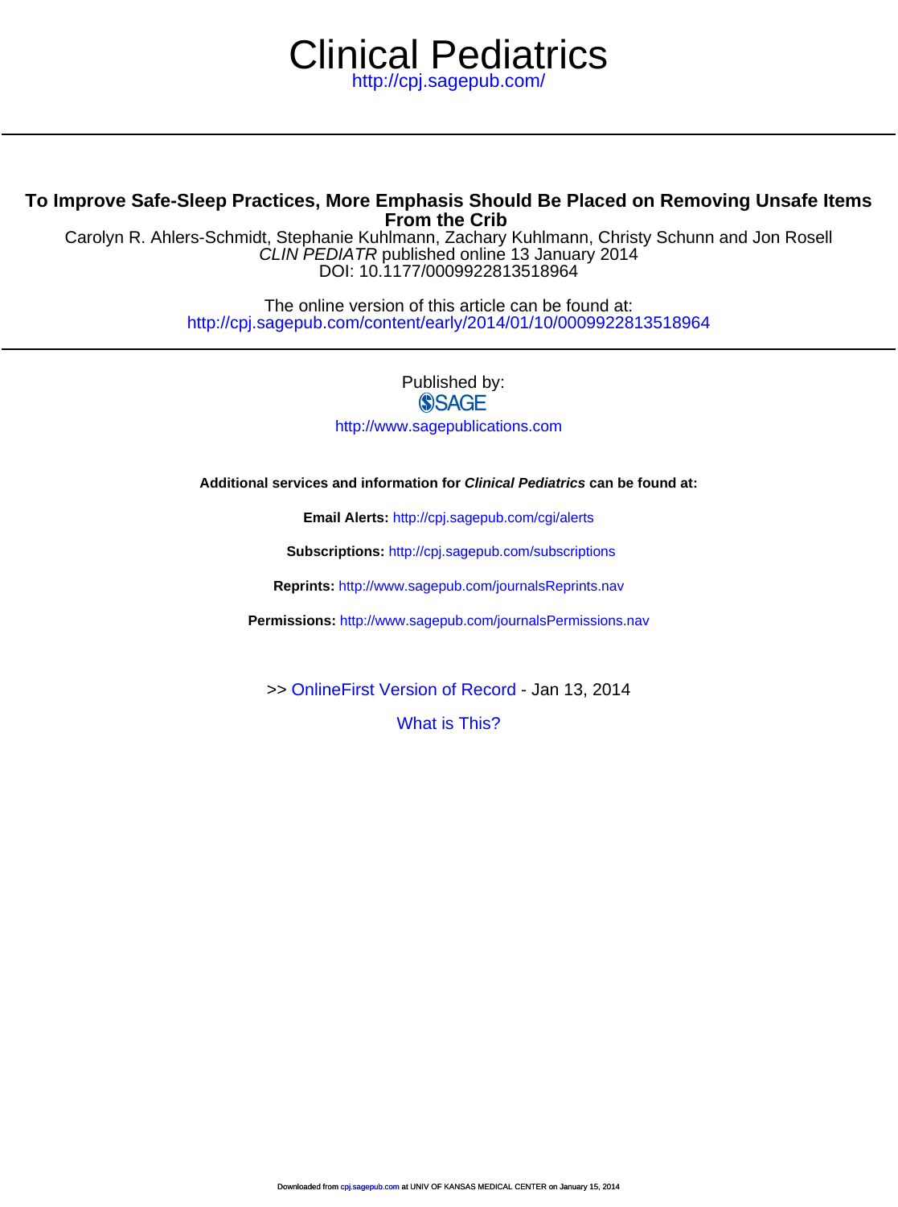# Clinical Pediatrics

http://cpj.sagepub.com/

## To Improve Safe-Sleep Practices, More Emphasis Should Be Placed on Removing Unsafe Items From the Crib

Carolyn R. Ahlers-Schmidt, Stephanie Kuhlmann, Zachary Kuhlmann, Christy Schunn and Jon Rosell

*CLIN PEDIATR* published online 13 January 2014

DOI: 10.1177/0009922813518964

The online version of this article can be found at:

http://cpj.sagepub.com/content/early/2014/01/10/0009922813518964

Published by:

SAGE

http://www.sagepublications.com

**Additional services and information for *Clinical Pediatrics* can be found at:**

**Email Alerts:** http://cpj.sagepub.com/cgi/alerts

**Subscriptions:** http://cpj.sagepub.com/subscriptions

**Reprints:** http://www.sagepub.com/journalsReprints.nav

**Permissions:** http://www.sagepub.com/journalsPermissions.nav

>> OnlineFirst Version of Record - Jan 13, 2014

What is This?

Downloaded from cpj.sagepub.com at UNIV OF KANSAS MEDICAL CENTER on January 15, 2014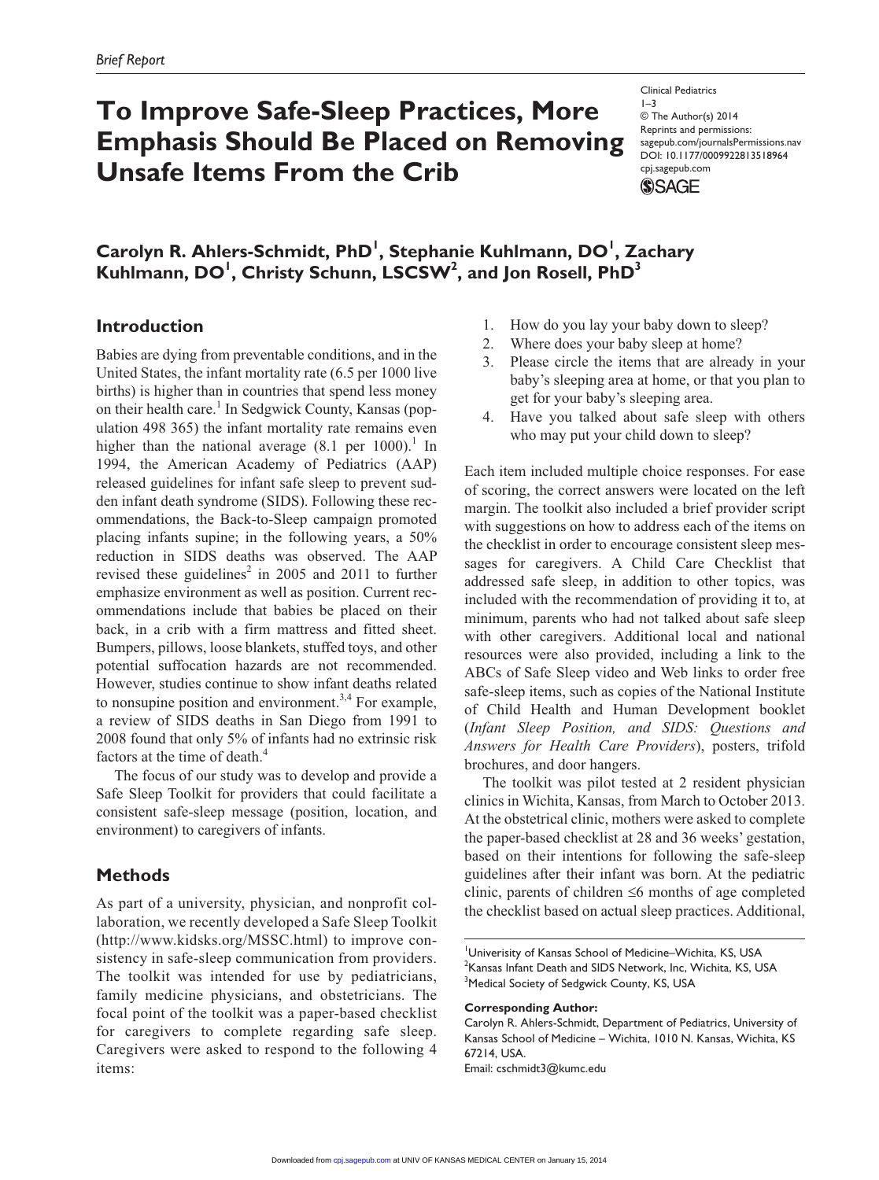*Brief Report*

# To Improve Safe-Sleep Practices, More Emphasis Should Be Placed on Removing Unsafe Items From the Crib

Clinical Pediatrics
1–3
© The Author(s) 2014
Reprints and permissions:
sagepub.com/journalsPermissions.nav
DOI: 10.1177/0009922813518964
cpj.sagepub.com

**Carolyn R. Ahlers-Schmidt, PhD[1], Stephanie Kuhlmann, DO[1], Zachary Kuhlmann, DO[1], Christy Schunn, LSCSW[2], and Jon Rosell, PhD[3]**

## Introduction

Babies are dying from preventable conditions, and in the United States, the infant mortality rate (6.5 per 1000 live births) is higher than in countries that spend less money on their health care.[1] In Sedgwick County, Kansas (population 498 365) the infant mortality rate remains even higher than the national average (8.1 per 1000).[1] In 1994, the American Academy of Pediatrics (AAP) released guidelines for infant safe sleep to prevent sudden infant death syndrome (SIDS). Following these recommendations, the Back-to-Sleep campaign promoted placing infants supine; in the following years, a 50% reduction in SIDS deaths was observed. The AAP revised these guidelines[2] in 2005 and 2011 to further emphasize environment as well as position. Current recommendations include that babies be placed on their back, in a crib with a firm mattress and fitted sheet. Bumpers, pillows, loose blankets, stuffed toys, and other potential suffocation hazards are not recommended. However, studies continue to show infant deaths related to nonsupine position and environment.[3,4] For example, a review of SIDS deaths in San Diego from 1991 to 2008 found that only 5% of infants had no extrinsic risk factors at the time of death.[4]

The focus of our study was to develop and provide a Safe Sleep Toolkit for providers that could facilitate a consistent safe-sleep message (position, location, and environment) to caregivers of infants.

## Methods

As part of a university, physician, and nonprofit collaboration, we recently developed a Safe Sleep Toolkit (http://www.kidsks.org/MSSC.html) to improve consistency in safe-sleep communication from providers. The toolkit was intended for use by pediatricians, family medicine physicians, and obstetricians. The focal point of the toolkit was a paper-based checklist for caregivers to complete regarding safe sleep. Caregivers were asked to respond to the following 4 items:

1. How do you lay your baby down to sleep?
2. Where does your baby sleep at home?
3. Please circle the items that are already in your baby's sleeping area at home, or that you plan to get for your baby's sleeping area.
4. Have you talked about safe sleep with others who may put your child down to sleep?

Each item included multiple choice responses. For ease of scoring, the correct answers were located on the left margin. The toolkit also included a brief provider script with suggestions on how to address each of the items on the checklist in order to encourage consistent sleep messages for caregivers. A Child Care Checklist that addressed safe sleep, in addition to other topics, was included with the recommendation of providing it to, at minimum, parents who had not talked about safe sleep with other caregivers. Additional local and national resources were also provided, including a link to the ABCs of Safe Sleep video and Web links to order free safe-sleep items, such as copies of the National Institute of Child Health and Human Development booklet (*Infant Sleep Position, and SIDS: Questions and Answers for Health Care Providers*), posters, trifold brochures, and door hangers.

The toolkit was pilot tested at 2 resident physician clinics in Wichita, Kansas, from March to October 2013. At the obstetrical clinic, mothers were asked to complete the paper-based checklist at 28 and 36 weeks' gestation, based on their intentions for following the safe-sleep guidelines after their infant was born. At the pediatric clinic, parents of children ≤6 months of age completed the checklist based on actual sleep practices. Additional,

[1]Univerisity of Kansas School of Medicine–Wichita, KS, USA
[2]Kansas Infant Death and SIDS Network, Inc, Wichita, KS, USA
[3]Medical Society of Sedgwick County, KS, USA

**Corresponding Author:**
Carolyn R. Ahlers-Schmidt, Department of Pediatrics, University of Kansas School of Medicine – Wichita, 1010 N. Kansas, Wichita, KS 67214, USA.
Email: cschmidt3@kumc.edu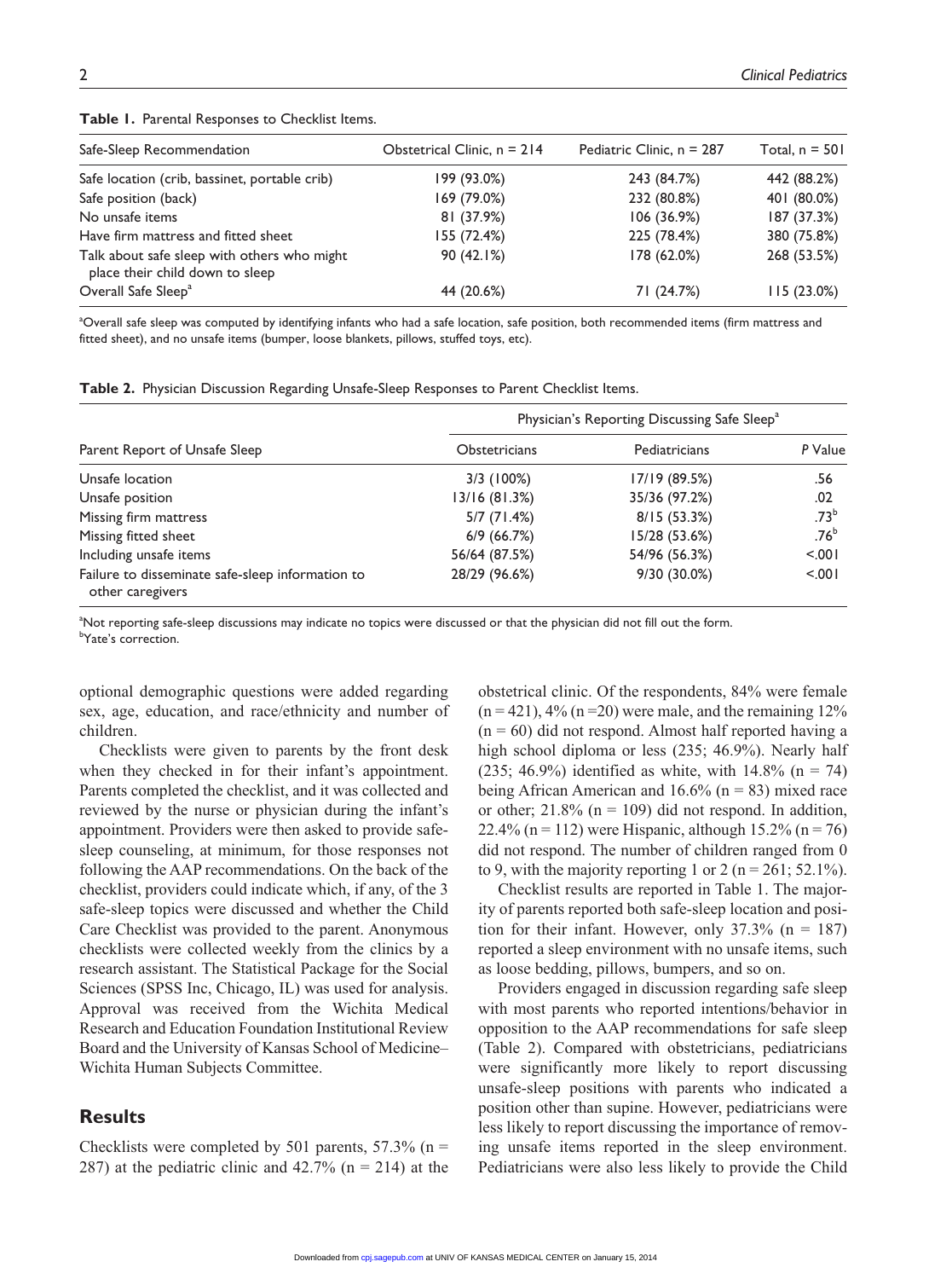**Table 1.** Parental Responses to Checklist Items.

| Safe-Sleep Recommendation | Obstetrical Clinic, n = 214 | Pediatric Clinic, n = 287 | Total, n = 501 |
|---|---|---|---|
| Safe location (crib, bassinet, portable crib) | 199 (93.0%) | 243 (84.7%) | 442 (88.2%) |
| Safe position (back) | 169 (79.0%) | 232 (80.8%) | 401 (80.0%) |
| No unsafe items | 81 (37.9%) | 106 (36.9%) | 187 (37.3%) |
| Have firm mattress and fitted sheet | 155 (72.4%) | 225 (78.4%) | 380 (75.8%) |
| Talk about safe sleep with others who might place their child down to sleep | 90 (42.1%) | 178 (62.0%) | 268 (53.5%) |
| Overall Safe Sleep[a] | 44 (20.6%) | 71 (24.7%) | 115 (23.0%) |

[a]Overall safe sleep was computed by identifying infants who had a safe location, safe position, both recommended items (firm mattress and fitted sheet), and no unsafe items (bumper, loose blankets, pillows, stuffed toys, etc).

**Table 2.** Physician Discussion Regarding Unsafe-Sleep Responses to Parent Checklist Items.

| | Physician's Reporting Discussing Safe Sleep[a] | | |
|---|---|---|---|
| Parent Report of Unsafe Sleep | Obstetricians | Pediatricians | *P* Value |
| Unsafe location | 3/3 (100%) | 17/19 (89.5%) | .56 |
| Unsafe position | 13/16 (81.3%) | 35/36 (97.2%) | .02 |
| Missing firm mattress | 5/7 (71.4%) | 8/15 (53.3%) | .73[b] |
| Missing fitted sheet | 6/9 (66.7%) | 15/28 (53.6%) | .76[b] |
| Including unsafe items | 56/64 (87.5%) | 54/96 (56.3%) | <.001 |
| Failure to disseminate safe-sleep information to other caregivers | 28/29 (96.6%) | 9/30 (30.0%) | <.001 |

[a]Not reporting safe-sleep discussions may indicate no topics were discussed or that the physician did not fill out the form.
[b]Yate's correction.

optional demographic questions were added regarding sex, age, education, and race/ethnicity and number of children.

Checklists were given to parents by the front desk when they checked in for their infant's appointment. Parents completed the checklist, and it was collected and reviewed by the nurse or physician during the infant's appointment. Providers were then asked to provide safe-sleep counseling, at minimum, for those responses not following the AAP recommendations. On the back of the checklist, providers could indicate which, if any, of the 3 safe-sleep topics were discussed and whether the Child Care Checklist was provided to the parent. Anonymous checklists were collected weekly from the clinics by a research assistant. The Statistical Package for the Social Sciences (SPSS Inc, Chicago, IL) was used for analysis. Approval was received from the Wichita Medical Research and Education Foundation Institutional Review Board and the University of Kansas School of Medicine–Wichita Human Subjects Committee.

## Results

Checklists were completed by 501 parents, 57.3% (n = 287) at the pediatric clinic and 42.7% (n = 214) at the obstetrical clinic. Of the respondents, 84% were female (n = 421), 4% (n = 20) were male, and the remaining 12% (n = 60) did not respond. Almost half reported having a high school diploma or less (235; 46.9%). Nearly half (235; 46.9%) identified as white, with 14.8% (n = 74) being African American and 16.6% (n = 83) mixed race or other; 21.8% (n = 109) did not respond. In addition, 22.4% (n = 112) were Hispanic, although 15.2% (n = 76) did not respond. The number of children ranged from 0 to 9, with the majority reporting 1 or 2 (n = 261; 52.1%).

Checklist results are reported in Table 1. The majority of parents reported both safe-sleep location and position for their infant. However, only 37.3% (n = 187) reported a sleep environment with no unsafe items, such as loose bedding, pillows, bumpers, and so on.

Providers engaged in discussion regarding safe sleep with most parents who reported intentions/behavior in opposition to the AAP recommendations for safe sleep (Table 2). Compared with obstetricians, pediatricians were significantly more likely to report discussing unsafe-sleep positions with parents who indicated a position other than supine. However, pediatricians were less likely to report discussing the importance of removing unsafe items reported in the sleep environment. Pediatricians were also less likely to provide the Child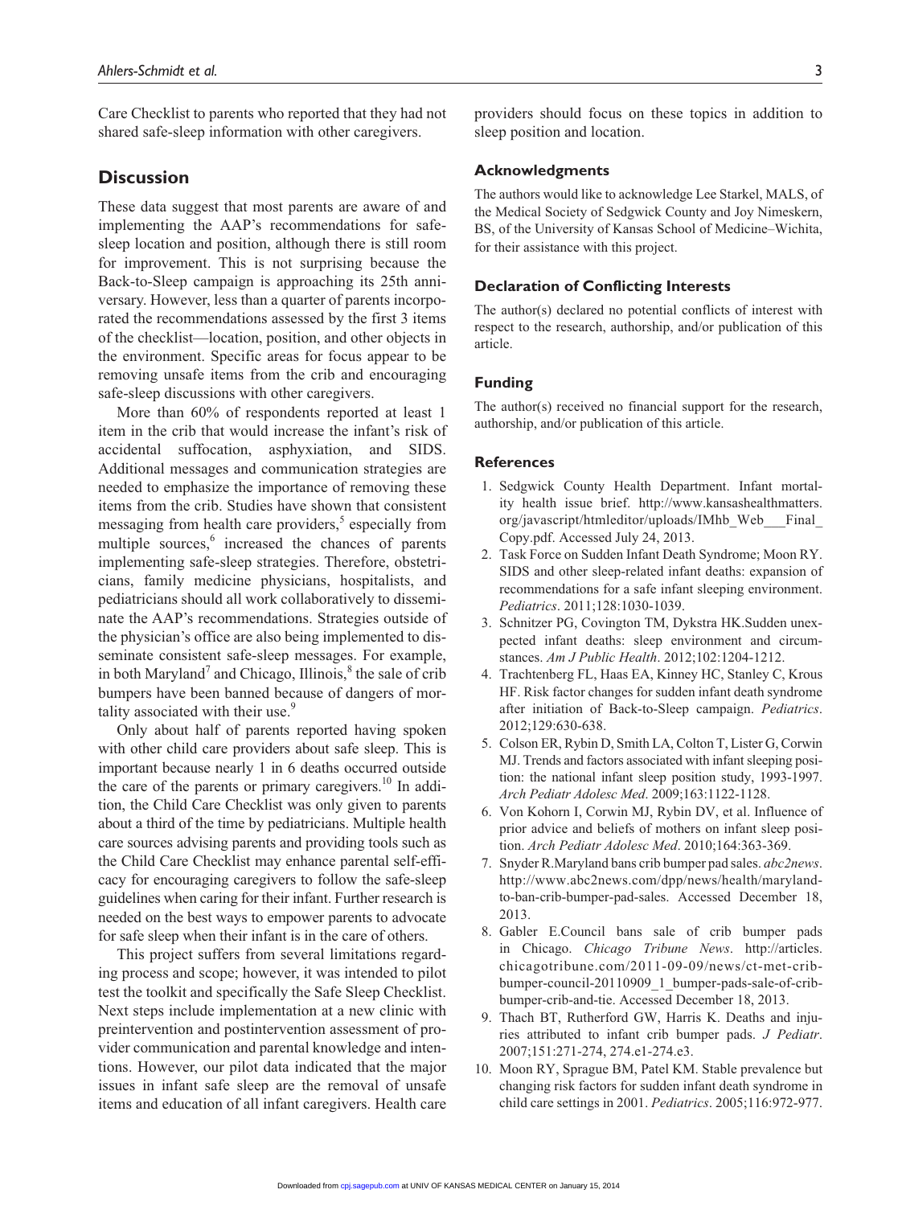Care Checklist to parents who reported that they had not shared safe-sleep information with other caregivers.

## Discussion

These data suggest that most parents are aware of and implementing the AAP's recommendations for safe-sleep location and position, although there is still room for improvement. This is not surprising because the Back-to-Sleep campaign is approaching its 25th anniversary. However, less than a quarter of parents incorporated the recommendations assessed by the first 3 items of the checklist—location, position, and other objects in the environment. Specific areas for focus appear to be removing unsafe items from the crib and encouraging safe-sleep discussions with other caregivers.

More than 60% of respondents reported at least 1 item in the crib that would increase the infant's risk of accidental suffocation, asphyxiation, and SIDS. Additional messages and communication strategies are needed to emphasize the importance of removing these items from the crib. Studies have shown that consistent messaging from health care providers,[5] especially from multiple sources,[6] increased the chances of parents implementing safe-sleep strategies. Therefore, obstetricians, family medicine physicians, hospitalists, and pediatricians should all work collaboratively to disseminate the AAP's recommendations. Strategies outside of the physician's office are also being implemented to disseminate consistent safe-sleep messages. For example, in both Maryland[7] and Chicago, Illinois,[8] the sale of crib bumpers have been banned because of dangers of mortality associated with their use.[9]

Only about half of parents reported having spoken with other child care providers about safe sleep. This is important because nearly 1 in 6 deaths occurred outside the care of the parents or primary caregivers.[10] In addition, the Child Care Checklist was only given to parents about a third of the time by pediatricians. Multiple health care sources advising parents and providing tools such as the Child Care Checklist may enhance parental self-efficacy for encouraging caregivers to follow the safe-sleep guidelines when caring for their infant. Further research is needed on the best ways to empower parents to advocate for safe sleep when their infant is in the care of others.

This project suffers from several limitations regarding process and scope; however, it was intended to pilot test the toolkit and specifically the Safe Sleep Checklist. Next steps include implementation at a new clinic with preintervention and postintervention assessment of provider communication and parental knowledge and intentions. However, our pilot data indicated that the major issues in infant safe sleep are the removal of unsafe items and education of all infant caregivers. Health care providers should focus on these topics in addition to sleep position and location.

### Acknowledgments

The authors would like to acknowledge Lee Starkel, MALS, of the Medical Society of Sedgwick County and Joy Nimeskern, BS, of the University of Kansas School of Medicine–Wichita, for their assistance with this project.

### Declaration of Conflicting Interests

The author(s) declared no potential conflicts of interest with respect to the research, authorship, and/or publication of this article.

### Funding

The author(s) received no financial support for the research, authorship, and/or publication of this article.

### References

1. Sedgwick County Health Department. Infant mortality health issue brief. http://www.kansashealthmatters.org/javascript/htmleditor/uploads/IMhb_Web___Final_Copy.pdf. Accessed July 24, 2013.
2. Task Force on Sudden Infant Death Syndrome; Moon RY. SIDS and other sleep-related infant deaths: expansion of recommendations for a safe infant sleeping environment. *Pediatrics*. 2011;128:1030-1039.
3. Schnitzer PG, Covington TM, Dykstra HK.Sudden unexpected infant deaths: sleep environment and circumstances. *Am J Public Health*. 2012;102:1204-1212.
4. Trachtenberg FL, Haas EA, Kinney HC, Stanley C, Krous HF. Risk factor changes for sudden infant death syndrome after initiation of Back-to-Sleep campaign. *Pediatrics*. 2012;129:630-638.
5. Colson ER, Rybin D, Smith LA, Colton T, Lister G, Corwin MJ. Trends and factors associated with infant sleeping position: the national infant sleep position study, 1993-1997. *Arch Pediatr Adolesc Med*. 2009;163:1122-1128.
6. Von Kohorn I, Corwin MJ, Rybin DV, et al. Influence of prior advice and beliefs of mothers on infant sleep position. *Arch Pediatr Adolesc Med*. 2010;164:363-369.
7. Snyder R.Maryland bans crib bumper pad sales. *abc2news*. http://www.abc2news.com/dpp/news/health/maryland-to-ban-crib-bumper-pad-sales. Accessed December 18, 2013.
8. Gabler E.Council bans sale of crib bumper pads in Chicago. *Chicago Tribune News*. http://articles.chicagotribune.com/2011-09-09/news/ct-met-crib-bumper-council-20110909_1_bumper-pads-sale-of-crib-bumper-crib-and-tie. Accessed December 18, 2013.
9. Thach BT, Rutherford GW, Harris K. Deaths and injuries attributed to infant crib bumper pads. *J Pediatr*. 2007;151:271-274, 274.e1-274.e3.
10. Moon RY, Sprague BM, Patel KM. Stable prevalence but changing risk factors for sudden infant death syndrome in child care settings in 2001. *Pediatrics*. 2005;116:972-977.